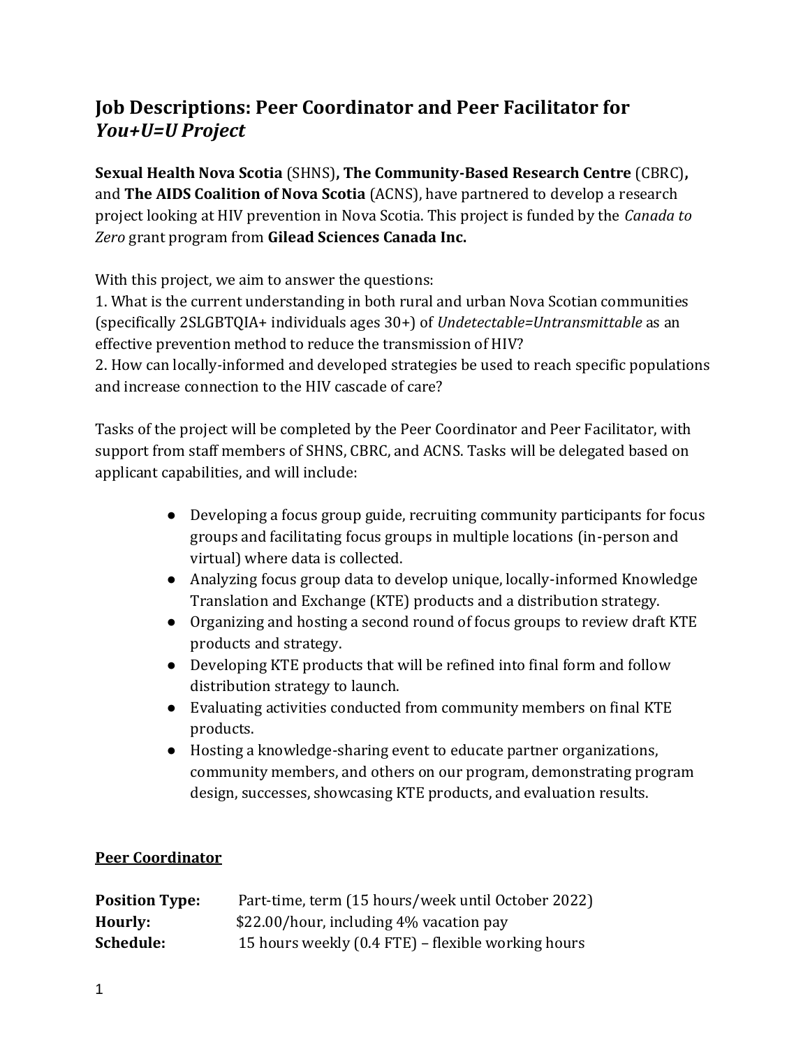# Job Descriptions: Peer Coordinator and Peer Facilitator for *You+U=U Project*

**Sexual Health Nova Scotia** (SHNS)**, The Community-Based Research Centre** (CBRC)**,** and **The AIDS Coalition of Nova Scotia** (ACNS), have partnered to develop a research project looking at HIV prevention in Nova Scotia. This project is funded by the *Canada to Zero* grant program from **Gilead Sciences Canada Inc.**

With this project, we aim to answer the questions:
1. What is the current understanding in both rural and urban Nova Scotian communities (specifically 2SLGBTQIA+ individuals ages 30+) of *Undetectable=Untransmittable* as an effective prevention method to reduce the transmission of HIV?
2. How can locally-informed and developed strategies be used to reach specific populations and increase connection to the HIV cascade of care?

Tasks of the project will be completed by the Peer Coordinator and Peer Facilitator, with support from staff members of SHNS, CBRC, and ACNS. Tasks will be delegated based on applicant capabilities, and will include:

- Developing a focus group guide, recruiting community participants for focus groups and facilitating focus groups in multiple locations (in-person and virtual) where data is collected.
- Analyzing focus group data to develop unique, locally-informed Knowledge Translation and Exchange (KTE) products and a distribution strategy.
- Organizing and hosting a second round of focus groups to review draft KTE products and strategy.
- Developing KTE products that will be refined into final form and follow distribution strategy to launch.
- Evaluating activities conducted from community members on final KTE products.
- Hosting a knowledge-sharing event to educate partner organizations, community members, and others on our program, demonstrating program design, successes, showcasing KTE products, and evaluation results.

## Peer Coordinator

**Position Type:** Part-time, term (15 hours/week until October 2022)
**Hourly:** $22.00/hour, including 4% vacation pay
**Schedule:** 15 hours weekly (0.4 FTE) – flexible working hours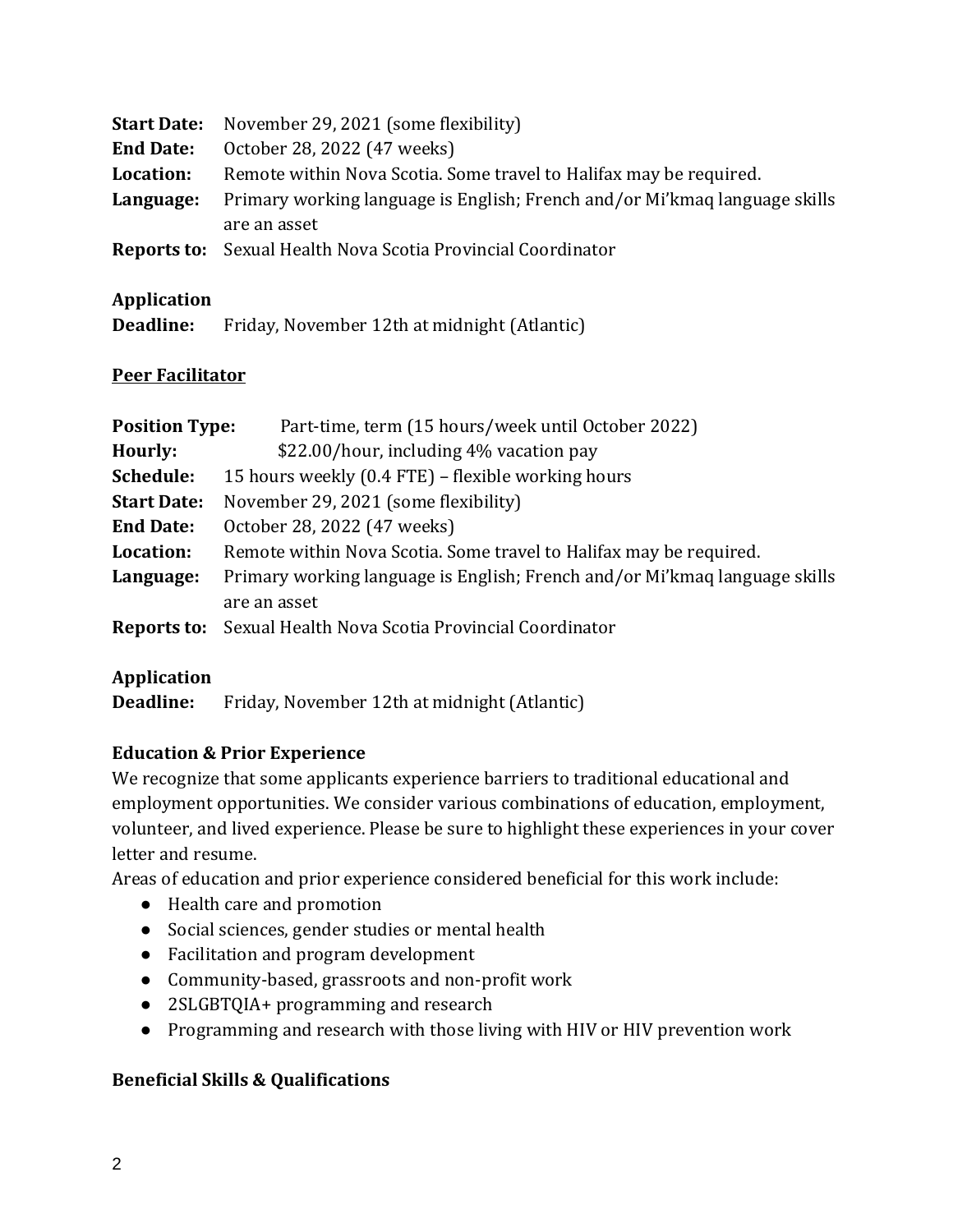**Start Date:** November 29, 2021 (some flexibility)
**End Date:** October 28, 2022 (47 weeks)
**Location:** Remote within Nova Scotia. Some travel to Halifax may be required.
**Language:** Primary working language is English; French and/or Mi'kmaq language skills are an asset
**Reports to:** Sexual Health Nova Scotia Provincial Coordinator

**Application Deadline:** Friday, November 12th at midnight (Atlantic)

**<u>Peer Facilitator</u>**

**Position Type:** Part-time, term (15 hours/week until October 2022)
**Hourly:** $22.00/hour, including 4% vacation pay
**Schedule:** 15 hours weekly (0.4 FTE) – flexible working hours
**Start Date:** November 29, 2021 (some flexibility)
**End Date:** October 28, 2022 (47 weeks)
**Location:** Remote within Nova Scotia. Some travel to Halifax may be required.
**Language:** Primary working language is English; French and/or Mi'kmaq language skills are an asset
**Reports to:** Sexual Health Nova Scotia Provincial Coordinator

**Application Deadline:** Friday, November 12th at midnight (Atlantic)

**Education & Prior Experience**

We recognize that some applicants experience barriers to traditional educational and employment opportunities. We consider various combinations of education, employment, volunteer, and lived experience. Please be sure to highlight these experiences in your cover letter and resume.

Areas of education and prior experience considered beneficial for this work include:

- Health care and promotion
- Social sciences, gender studies or mental health
- Facilitation and program development
- Community-based, grassroots and non-profit work
- 2SLGBTQIA+ programming and research
- Programming and research with those living with HIV or HIV prevention work

**Beneficial Skills & Qualifications**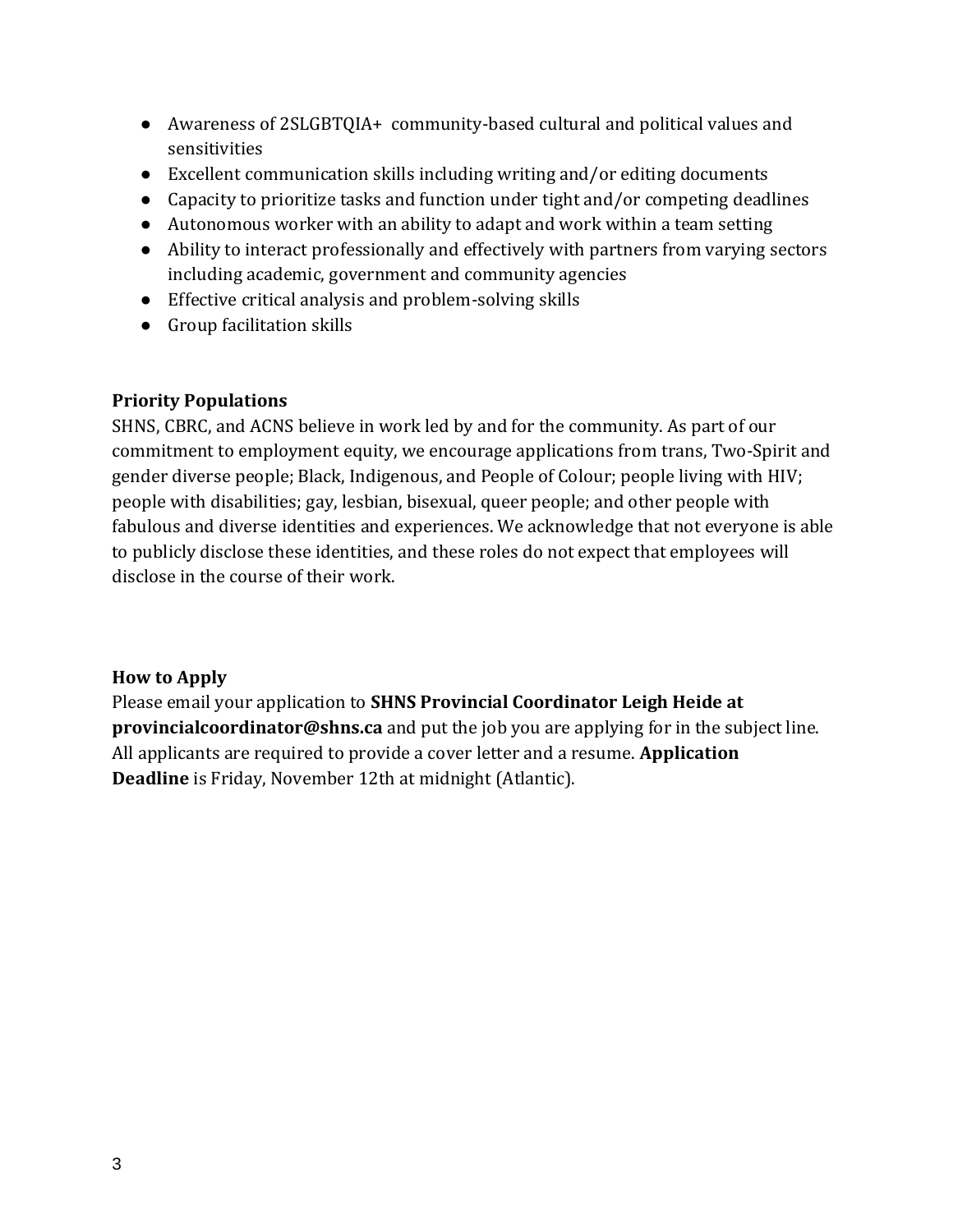- Awareness of 2SLGBTQIA+ community-based cultural and political values and sensitivities
- Excellent communication skills including writing and/or editing documents
- Capacity to prioritize tasks and function under tight and/or competing deadlines
- Autonomous worker with an ability to adapt and work within a team setting
- Ability to interact professionally and effectively with partners from varying sectors including academic, government and community agencies
- Effective critical analysis and problem-solving skills
- Group facilitation skills

**Priority Populations**

SHNS, CBRC, and ACNS believe in work led by and for the community. As part of our commitment to employment equity, we encourage applications from trans, Two-Spirit and gender diverse people; Black, Indigenous, and People of Colour; people living with HIV; people with disabilities; gay, lesbian, bisexual, queer people; and other people with fabulous and diverse identities and experiences. We acknowledge that not everyone is able to publicly disclose these identities, and these roles do not expect that employees will disclose in the course of their work.

**How to Apply**

Please email your application to **SHNS Provincial Coordinator Leigh Heide at provincialcoordinator@shns.ca** and put the job you are applying for in the subject line. All applicants are required to provide a cover letter and a resume. **Application Deadline** is Friday, November 12th at midnight (Atlantic).